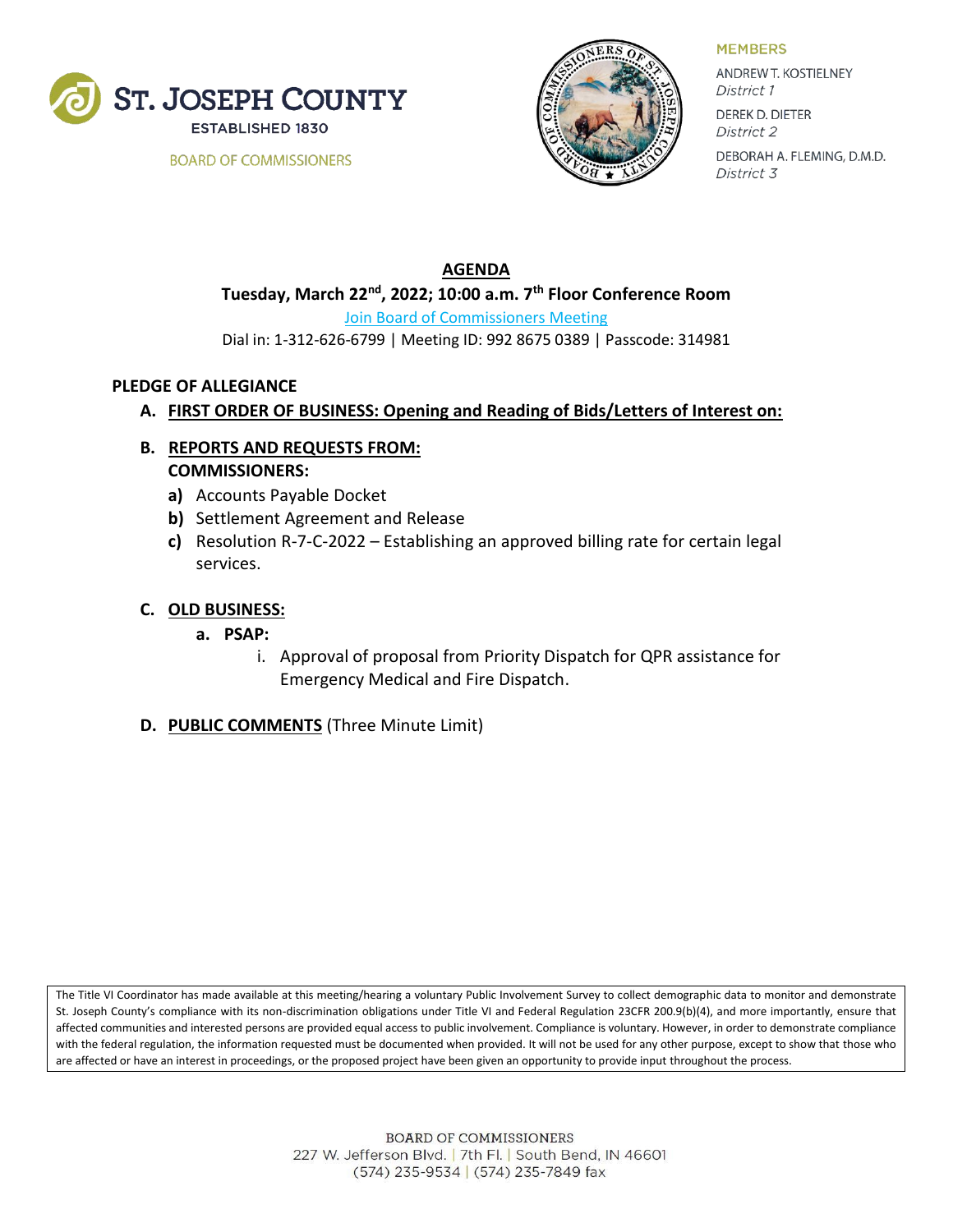ST. JOSEPH COUNTY
ESTABLISHED 1830

BOARD OF COMMISSIONERS

**MEMBERS**

ANDREW T. KOSTIELNEY
*District 1*

DEREK D. DIETER
*District 2*

DEBORAH A. FLEMING, D.M.D.
*District 3*

# AGENDA

**Tuesday, March 22nd, 2022; 10:00 a.m. 7th Floor Conference Room**

Join Board of Commissioners Meeting

Dial in: 1-312-626-6799 | Meeting ID: 992 8675 0389 | Passcode: 314981

**PLEDGE OF ALLEGIANCE**

**A. FIRST ORDER OF BUSINESS: Opening and Reading of Bids/Letters of Interest on:**

**B. REPORTS AND REQUESTS FROM:**
**COMMISSIONERS:**

- **a)** Accounts Payable Docket
- **b)** Settlement Agreement and Release
- **c)** Resolution R-7-C-2022 – Establishing an approved billing rate for certain legal services.

**C. OLD BUSINESS:**

- **a. PSAP:**
  - i. Approval of proposal from Priority Dispatch for QPR assistance for Emergency Medical and Fire Dispatch.

**D. PUBLIC COMMENTS** (Three Minute Limit)

The Title VI Coordinator has made available at this meeting/hearing a voluntary Public Involvement Survey to collect demographic data to monitor and demonstrate St. Joseph County's compliance with its non-discrimination obligations under Title VI and Federal Regulation 23CFR 200.9(b)(4), and more importantly, ensure that affected communities and interested persons are provided equal access to public involvement. Compliance is voluntary. However, in order to demonstrate compliance with the federal regulation, the information requested must be documented when provided. It will not be used for any other purpose, except to show that those who are affected or have an interest in proceedings, or the proposed project have been given an opportunity to provide input throughout the process.

BOARD OF COMMISSIONERS
227 W. Jefferson Blvd. | 7th Fl. | South Bend, IN 46601
(574) 235-9534 | (574) 235-7849 fax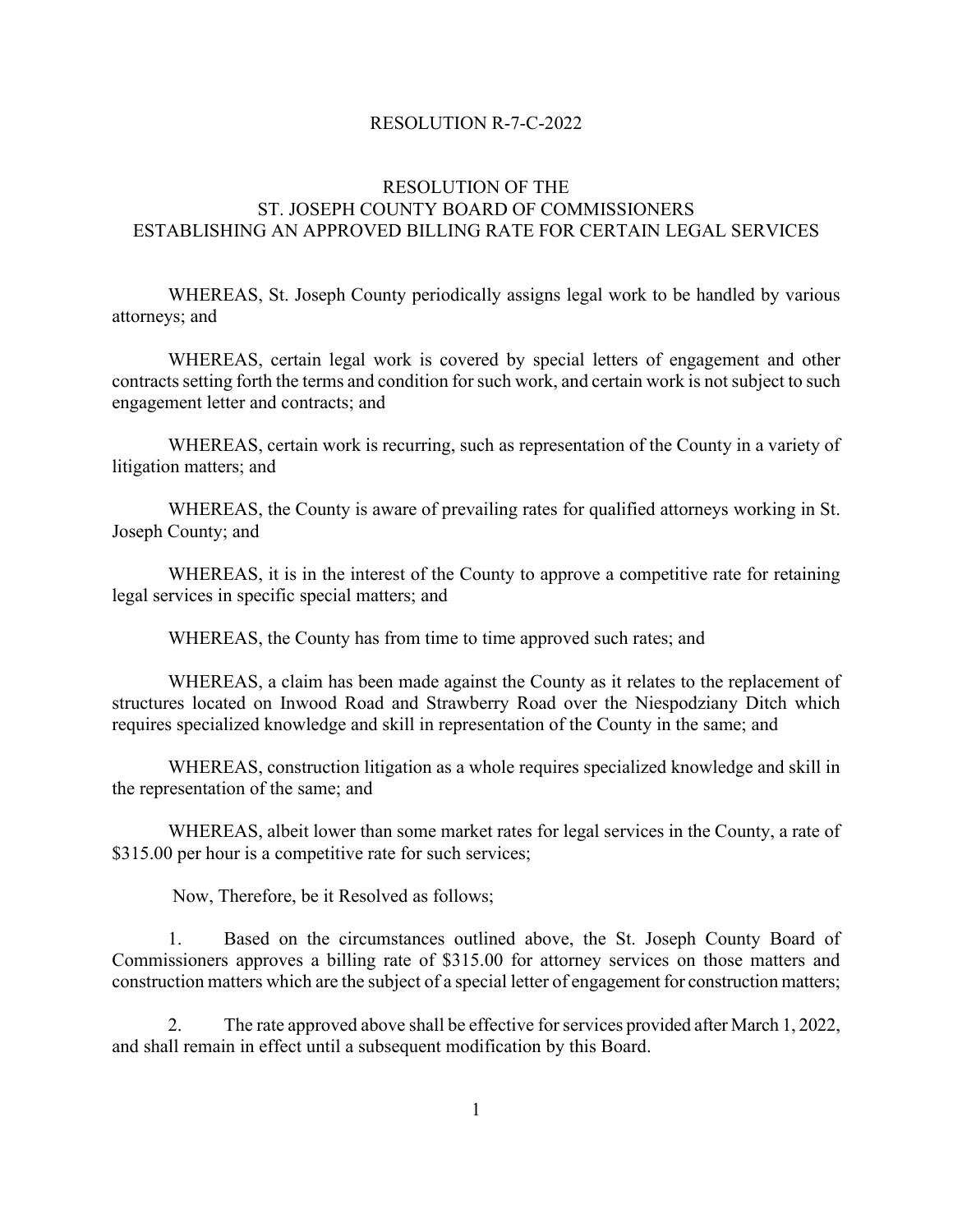RESOLUTION R-7-C-2022

RESOLUTION OF THE
ST. JOSEPH COUNTY BOARD OF COMMISSIONERS
ESTABLISHING AN APPROVED BILLING RATE FOR CERTAIN LEGAL SERVICES

WHEREAS, St. Joseph County periodically assigns legal work to be handled by various attorneys; and

WHEREAS, certain legal work is covered by special letters of engagement and other contracts setting forth the terms and condition for such work, and certain work is not subject to such engagement letter and contracts; and

WHEREAS, certain work is recurring, such as representation of the County in a variety of litigation matters; and

WHEREAS, the County is aware of prevailing rates for qualified attorneys working in St. Joseph County; and

WHEREAS, it is in the interest of the County to approve a competitive rate for retaining legal services in specific special matters; and

WHEREAS, the County has from time to time approved such rates; and

WHEREAS, a claim has been made against the County as it relates to the replacement of structures located on Inwood Road and Strawberry Road over the Niespodziany Ditch which requires specialized knowledge and skill in representation of the County in the same; and

WHEREAS, construction litigation as a whole requires specialized knowledge and skill in the representation of the same; and

WHEREAS, albeit lower than some market rates for legal services in the County, a rate of $315.00 per hour is a competitive rate for such services;

Now, Therefore, be it Resolved as follows;

1. Based on the circumstances outlined above, the St. Joseph County Board of Commissioners approves a billing rate of $315.00 for attorney services on those matters and construction matters which are the subject of a special letter of engagement for construction matters;

2. The rate approved above shall be effective for services provided after March 1, 2022, and shall remain in effect until a subsequent modification by this Board.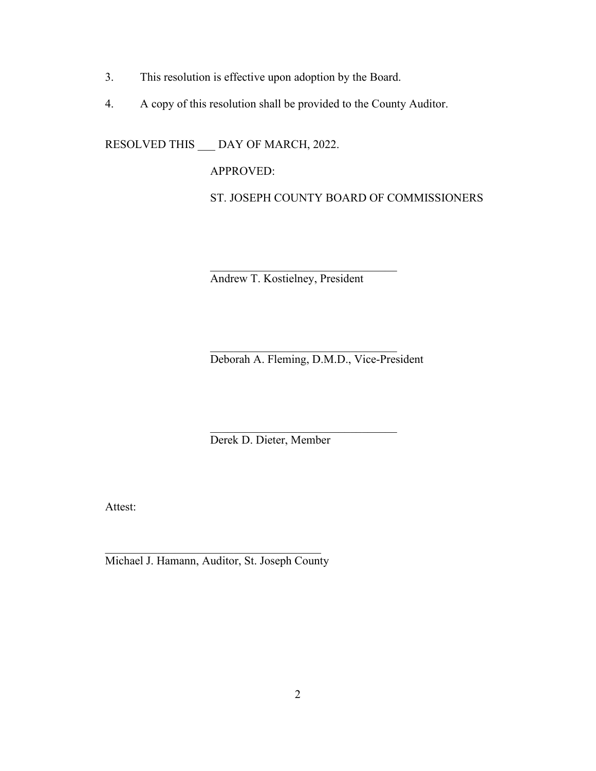3. This resolution is effective upon adoption by the Board.

4. A copy of this resolution shall be provided to the County Auditor.

RESOLVED THIS ___ DAY OF MARCH, 2022.

APPROVED:

ST. JOSEPH COUNTY BOARD OF COMMISSIONERS

\_\_\_\_\_\_\_\_\_\_\_\_\_\_\_\_\_\_\_\_\_\_\_\_\_\_\_\_\_\_\_\_\_\_
Andrew T. Kostielney, President

\_\_\_\_\_\_\_\_\_\_\_\_\_\_\_\_\_\_\_\_\_\_\_\_\_\_\_\_\_\_\_\_\_\_
Deborah A. Fleming, D.M.D., Vice-President

\_\_\_\_\_\_\_\_\_\_\_\_\_\_\_\_\_\_\_\_\_\_\_\_\_\_\_\_\_\_\_\_\_\_
Derek D. Dieter, Member

Attest:

\_\_\_\_\_\_\_\_\_\_\_\_\_\_\_\_\_\_\_\_\_\_\_\_\_\_\_\_\_\_\_\_\_\_\_\_\_\_\_\_
Michael J. Hamann, Auditor, St. Joseph County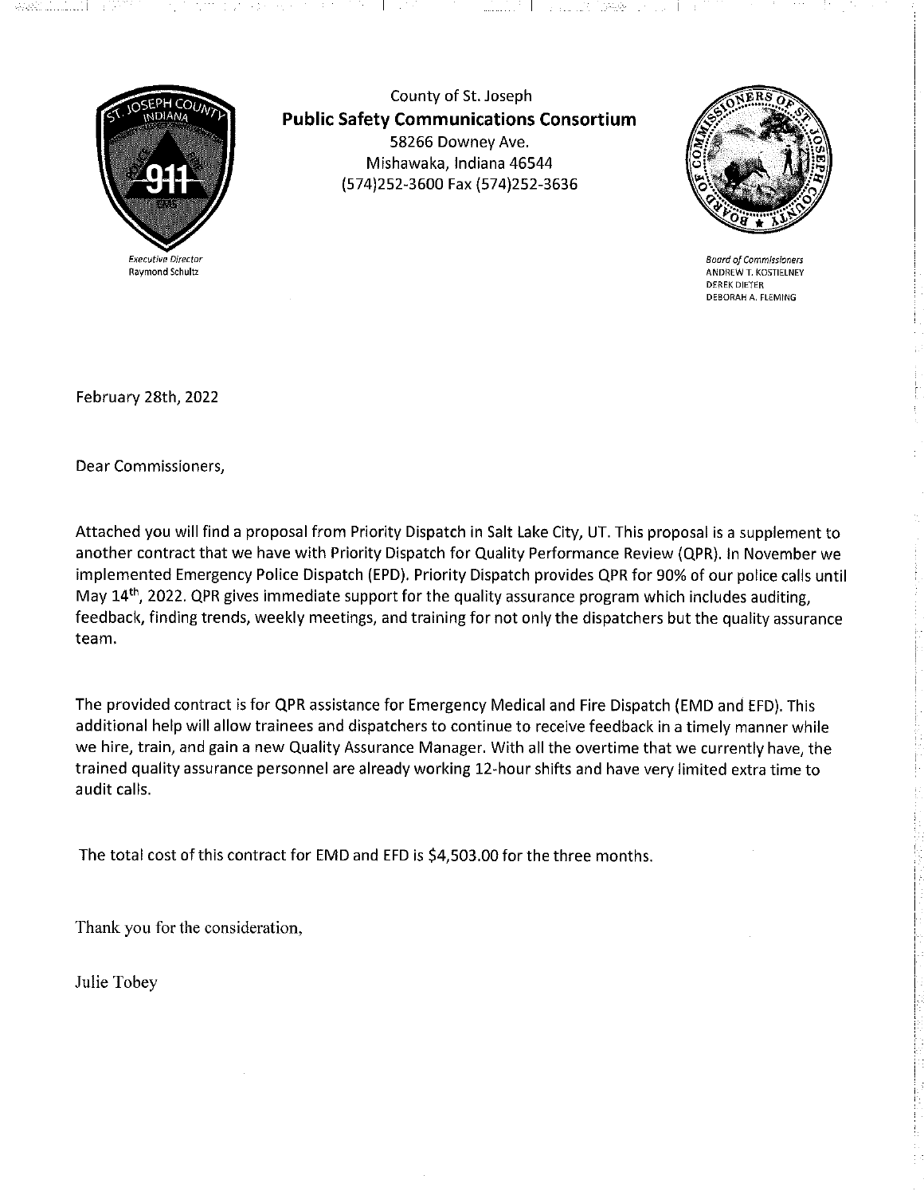County of St. Joseph
**Public Safety Communications Consortium**
58266 Downey Ave.
Mishawaka, Indiana 46544
(574)252-3600 Fax (574)252-3636

*Executive Director*
Raymond Schultz

*Board of Commissioners*
ANDREW T. KOSTIELNEY
DEREK DIETER
DEBORAH A. FLEMING

February 28th, 2022

Dear Commissioners,

Attached you will find a proposal from Priority Dispatch in Salt Lake City, UT. This proposal is a supplement to another contract that we have with Priority Dispatch for Quality Performance Review (QPR). In November we implemented Emergency Police Dispatch (EPD). Priority Dispatch provides QPR for 90% of our police calls until May 14th, 2022. QPR gives immediate support for the quality assurance program which includes auditing, feedback, finding trends, weekly meetings, and training for not only the dispatchers but the quality assurance team.

The provided contract is for QPR assistance for Emergency Medical and Fire Dispatch (EMD and EFD). This additional help will allow trainees and dispatchers to continue to receive feedback in a timely manner while we hire, train, and gain a new Quality Assurance Manager. With all the overtime that we currently have, the trained quality assurance personnel are already working 12-hour shifts and have very limited extra time to audit calls.

The total cost of this contract for EMD and EFD is $4,503.00 for the three months.

Thank you for the consideration,

Julie Tobey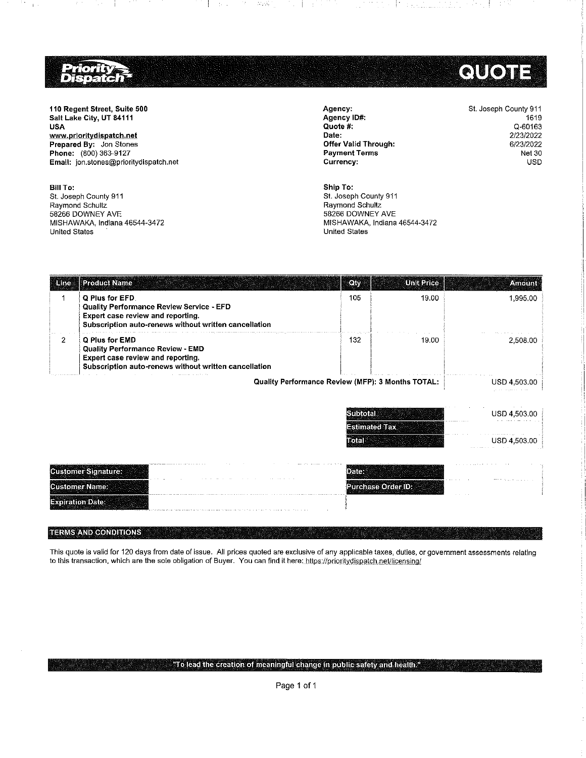# Priority Dispatch

# QUOTE

**110 Regent Street, Suite 500**
**Salt Lake City, UT 84111**
**USA**
**www.prioritydispatch.net**
**Prepared By:** Jon Stones
**Phone:** (800) 363-9127
**Email:** jon.stones@prioritydispatch.net

| | |
|---|---|
| **Agency:** | St. Joseph County 911 |
| **Agency ID#:** | 1619 |
| **Quote #:** | Q-60163 |
| **Date:** | 2/23/2022 |
| **Offer Valid Through:** | 6/23/2022 |
| **Payment Terms** | Net 30 |
| **Currency:** | USD |

**Bill To:**
St. Joseph County 911
Raymond Schultz
58266 DOWNEY AVE
MISHAWAKA, Indiana 46544-3472
United States

**Ship To:**
St. Joseph County 911
Raymond Schultz
58266 DOWNEY AVE
MISHAWAKA, Indiana 46544-3472
United States

| Line | Product Name | Qty | Unit Price | Amount |
|---|---|---|---|---|
| 1 | **Q Plus for EFD**<br>**Quality Performance Review Service - EFD**<br>**Expert case review and reporting.**<br>**Subscription auto-renews without written cancellation** | 105 | 19.00 | 1,995.00 |
| 2 | **Q Plus for EMD**<br>**Quality Performance Review - EMD**<br>**Expert case review and reporting.**<br>**Subscription auto-renews without written cancellation** | 132 | 19.00 | 2,508.00 |
| | **Quality Performance Review (MFP): 3 Months TOTAL:** | | | USD 4,503.00 |

| | |
|---|---|
| **Subtotal** | USD 4,503.00 |
| **Estimated Tax** | |
| **Total** | USD 4,503.00 |

| | | | |
|---|---|---|---|
| **Customer Signature:** | | **Date:** | |
| **Customer Name:** | | **Purchase Order ID:** | |
| **Expiration Date:** | | | |

## TERMS AND CONDITIONS

This quote is valid for 120 days from date of issue. All prices quoted are exclusive of any applicable taxes, duties, or government assessments relating to this transaction, which are the sole obligation of Buyer. You can find it here: https://prioritydispatch.net/licensing/

"To lead the creation of meaningful change in public safety and health."